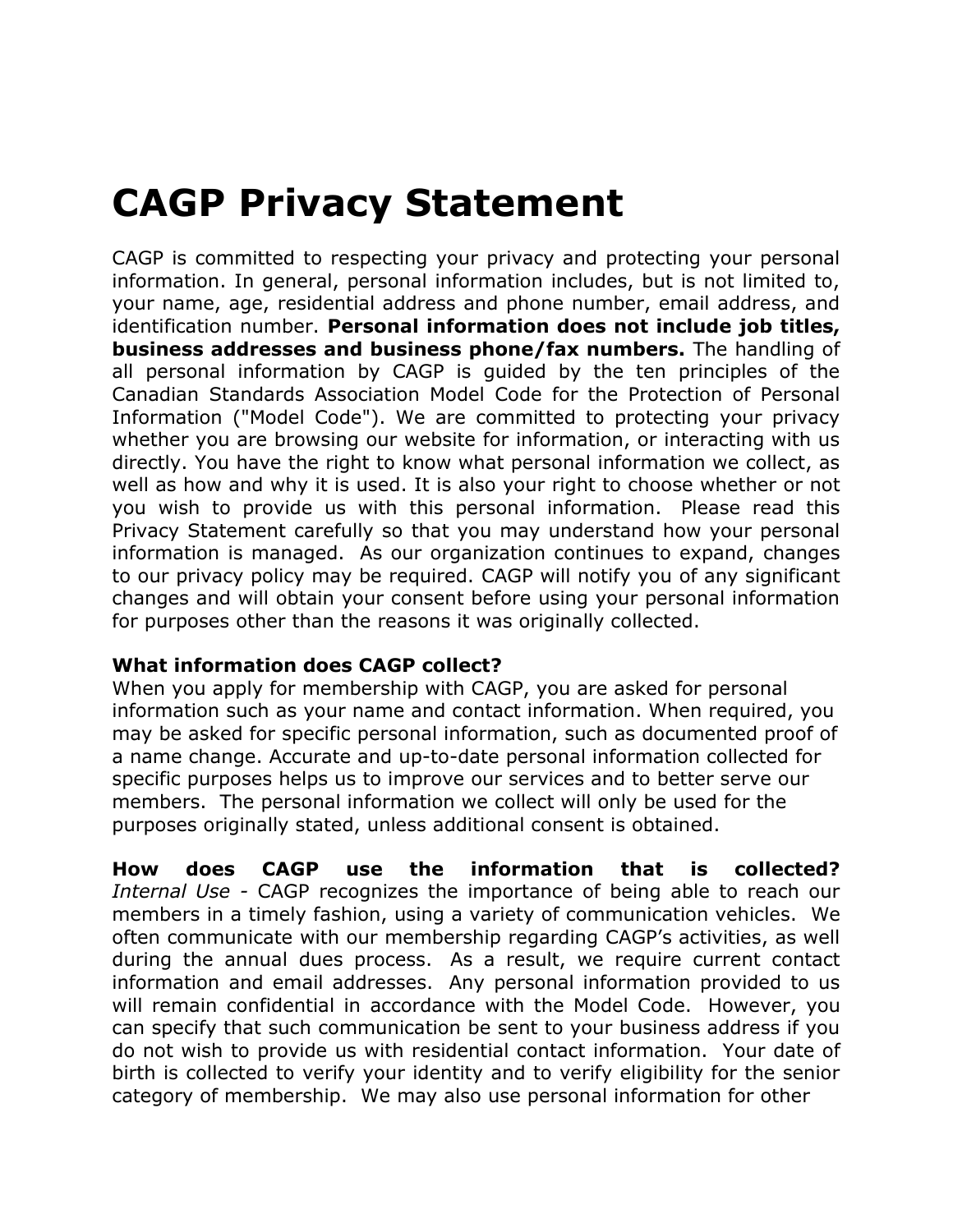# CAGP Privacy Statement

CAGP is committed to respecting your privacy and protecting your personal information. In general, personal information includes, but is not limited to, your name, age, residential address and phone number, email address, and identification number. **Personal information does not include job titles, business addresses and business phone/fax numbers.** The handling of all personal information by CAGP is guided by the ten principles of the Canadian Standards Association Model Code for the Protection of Personal Information ("Model Code"). We are committed to protecting your privacy whether you are browsing our website for information, or interacting with us directly. You have the right to know what personal information we collect, as well as how and why it is used. It is also your right to choose whether or not you wish to provide us with this personal information. Please read this Privacy Statement carefully so that you may understand how your personal information is managed. As our organization continues to expand, changes to our privacy policy may be required. CAGP will notify you of any significant changes and will obtain your consent before using your personal information for purposes other than the reasons it was originally collected.

**What information does CAGP collect?**
When you apply for membership with CAGP, you are asked for personal information such as your name and contact information. When required, you may be asked for specific personal information, such as documented proof of a name change. Accurate and up-to-date personal information collected for specific purposes helps us to improve our services and to better serve our members. The personal information we collect will only be used for the purposes originally stated, unless additional consent is obtained.

**How does CAGP use the information that is collected?**
*Internal Use* - CAGP recognizes the importance of being able to reach our members in a timely fashion, using a variety of communication vehicles. We often communicate with our membership regarding CAGP's activities, as well during the annual dues process. As a result, we require current contact information and email addresses. Any personal information provided to us will remain confidential in accordance with the Model Code. However, you can specify that such communication be sent to your business address if you do not wish to provide us with residential contact information. Your date of birth is collected to verify your identity and to verify eligibility for the senior category of membership. We may also use personal information for other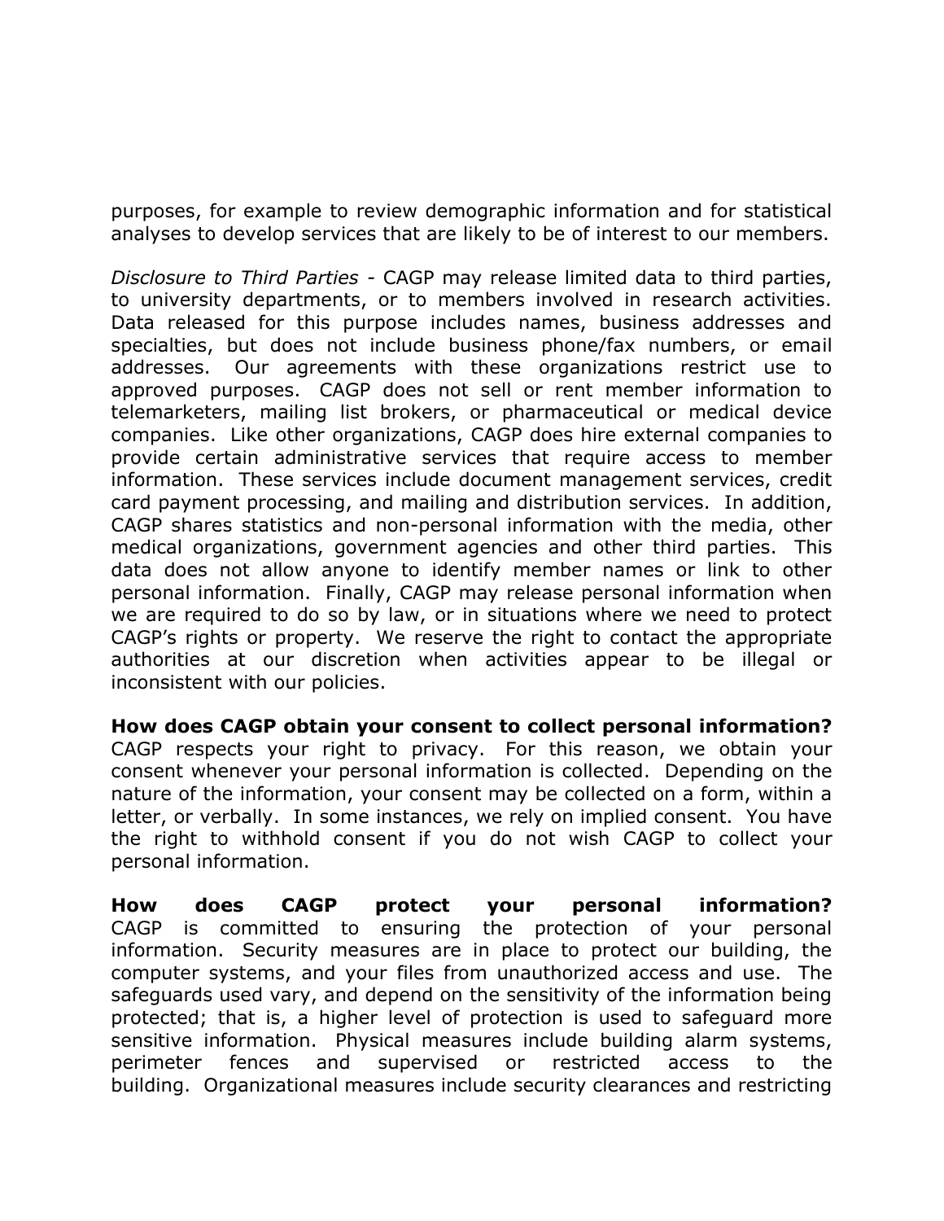purposes, for example to review demographic information and for statistical analyses to develop services that are likely to be of interest to our members.

*Disclosure to Third Parties* - CAGP may release limited data to third parties, to university departments, or to members involved in research activities. Data released for this purpose includes names, business addresses and specialties, but does not include business phone/fax numbers, or email addresses. Our agreements with these organizations restrict use to approved purposes. CAGP does not sell or rent member information to telemarketers, mailing list brokers, or pharmaceutical or medical device companies. Like other organizations, CAGP does hire external companies to provide certain administrative services that require access to member information. These services include document management services, credit card payment processing, and mailing and distribution services. In addition, CAGP shares statistics and non-personal information with the media, other medical organizations, government agencies and other third parties. This data does not allow anyone to identify member names or link to other personal information. Finally, CAGP may release personal information when we are required to do so by law, or in situations where we need to protect CAGP's rights or property. We reserve the right to contact the appropriate authorities at our discretion when activities appear to be illegal or inconsistent with our policies.

**How does CAGP obtain your consent to collect personal information?**
CAGP respects your right to privacy. For this reason, we obtain your consent whenever your personal information is collected. Depending on the nature of the information, your consent may be collected on a form, within a letter, or verbally. In some instances, we rely on implied consent. You have the right to withhold consent if you do not wish CAGP to collect your personal information.

**How does CAGP protect your personal information?**
CAGP is committed to ensuring the protection of your personal information. Security measures are in place to protect our building, the computer systems, and your files from unauthorized access and use. The safeguards used vary, and depend on the sensitivity of the information being protected; that is, a higher level of protection is used to safeguard more sensitive information. Physical measures include building alarm systems, perimeter fences and supervised or restricted access to the building. Organizational measures include security clearances and restricting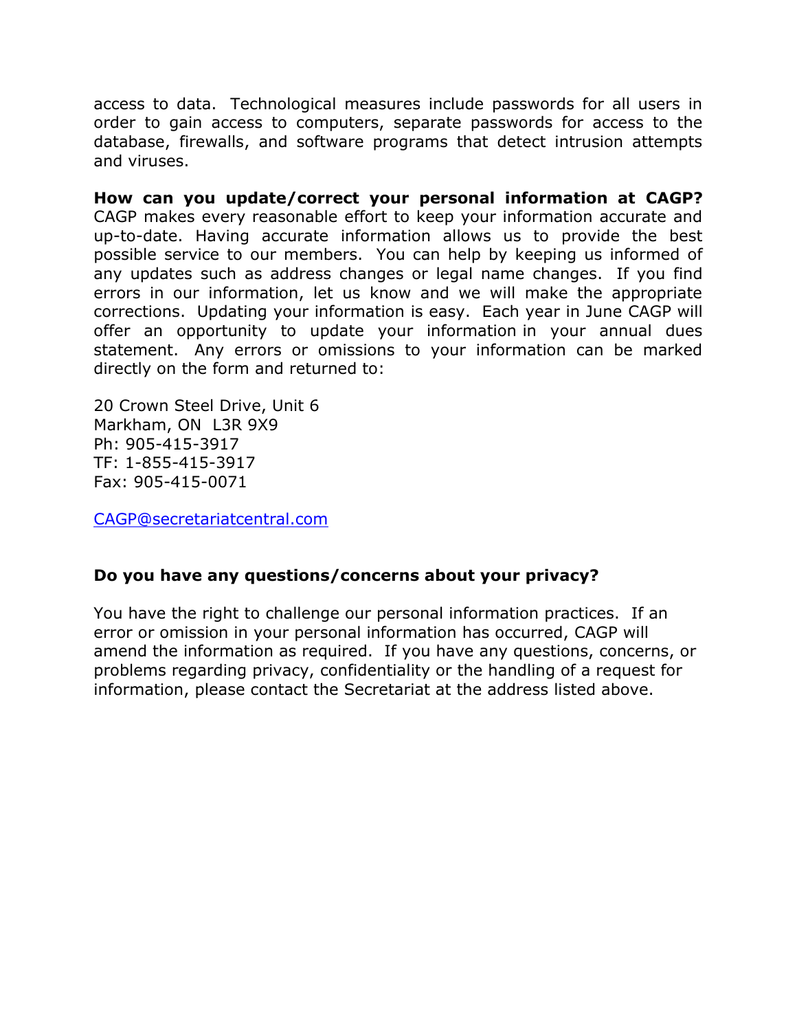access to data. Technological measures include passwords for all users in order to gain access to computers, separate passwords for access to the database, firewalls, and software programs that detect intrusion attempts and viruses.

**How can you update/correct your personal information at CAGP?** CAGP makes every reasonable effort to keep your information accurate and up-to-date. Having accurate information allows us to provide the best possible service to our members. You can help by keeping us informed of any updates such as address changes or legal name changes. If you find errors in our information, let us know and we will make the appropriate corrections. Updating your information is easy. Each year in June CAGP will offer an opportunity to update your information in your annual dues statement. Any errors or omissions to your information can be marked directly on the form and returned to:

20 Crown Steel Drive, Unit 6  
Markham, ON L3R 9X9  
Ph: 905-415-3917  
TF: 1-855-415-3917  
Fax: 905-415-0071

CAGP@secretariatcentral.com

**Do you have any questions/concerns about your privacy?**

You have the right to challenge our personal information practices. If an error or omission in your personal information has occurred, CAGP will amend the information as required. If you have any questions, concerns, or problems regarding privacy, confidentiality or the handling of a request for information, please contact the Secretariat at the address listed above.